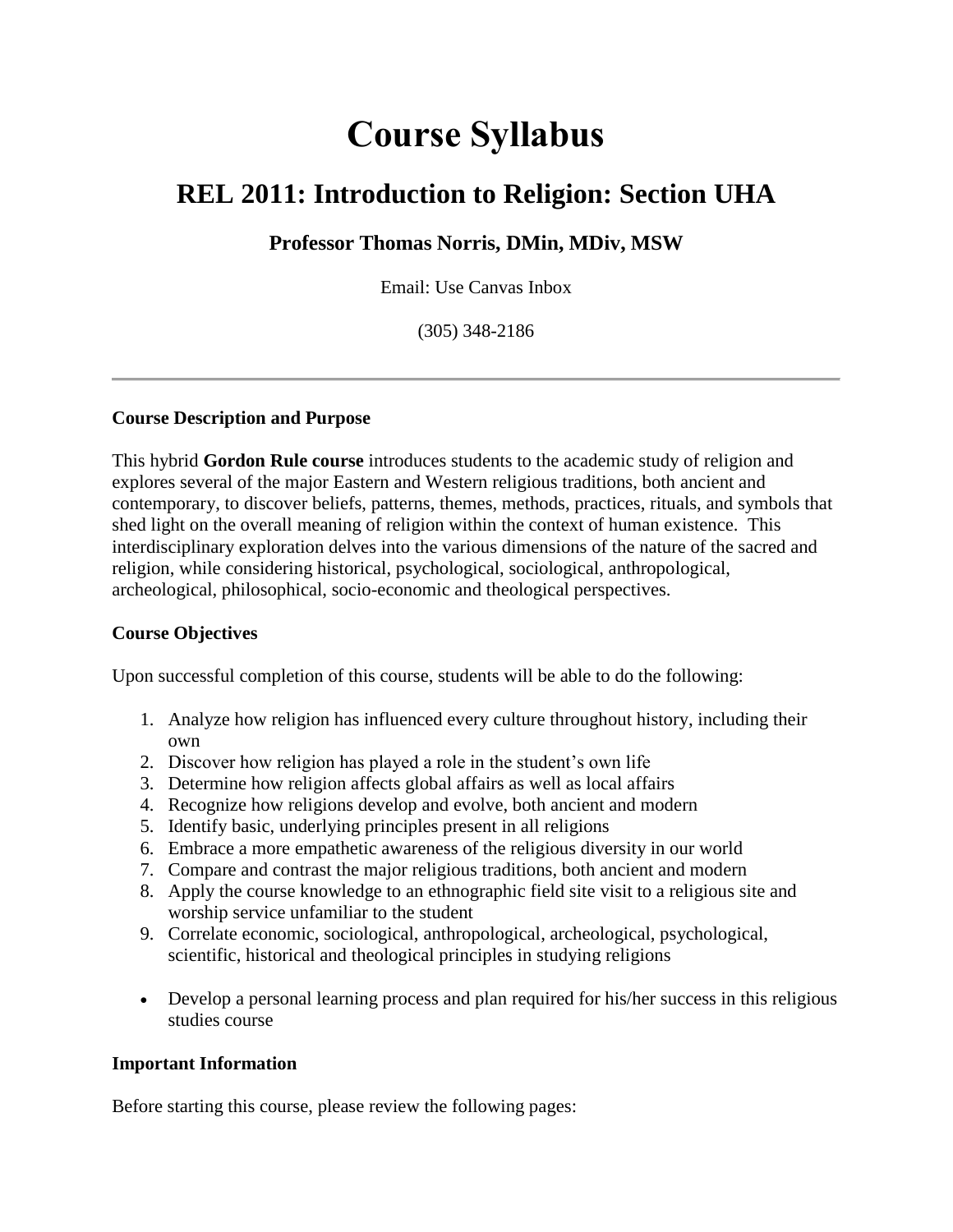# Course Syllabus

## REL 2011: Introduction to Religion: Section UHA

### Professor Thomas Norris, DMin, MDiv, MSW

Email: Use Canvas Inbox

(305) 348-2186

---

**Course Description and Purpose**

This hybrid **Gordon Rule course** introduces students to the academic study of religion and explores several of the major Eastern and Western religious traditions, both ancient and contemporary, to discover beliefs, patterns, themes, methods, practices, rituals, and symbols that shed light on the overall meaning of religion within the context of human existence. This interdisciplinary exploration delves into the various dimensions of the nature of the sacred and religion, while considering historical, psychological, sociological, anthropological, archeological, philosophical, socio-economic and theological perspectives.

**Course Objectives**

Upon successful completion of this course, students will be able to do the following:

1. Analyze how religion has influenced every culture throughout history, including their own
2. Discover how religion has played a role in the student's own life
3. Determine how religion affects global affairs as well as local affairs
4. Recognize how religions develop and evolve, both ancient and modern
5. Identify basic, underlying principles present in all religions
6. Embrace a more empathetic awareness of the religious diversity in our world
7. Compare and contrast the major religious traditions, both ancient and modern
8. Apply the course knowledge to an ethnographic field site visit to a religious site and worship service unfamiliar to the student
9. Correlate economic, sociological, anthropological, archeological, psychological, scientific, historical and theological principles in studying religions

- Develop a personal learning process and plan required for his/her success in this religious studies course

**Important Information**

Before starting this course, please review the following pages: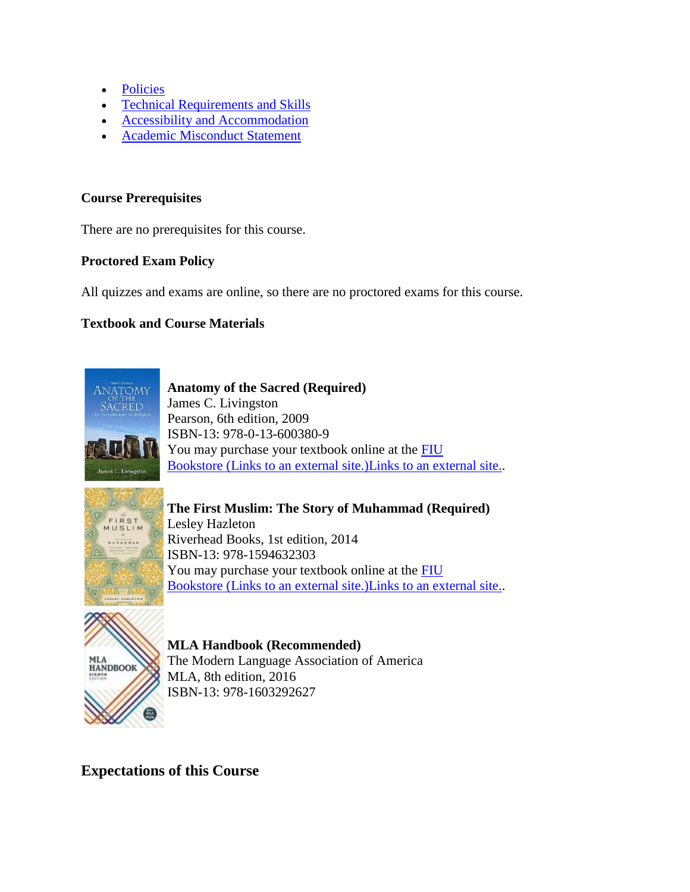- Policies
- Technical Requirements and Skills
- Accessibility and Accommodation
- Academic Misconduct Statement

**Course Prerequisites**

There are no prerequisites for this course.

**Proctored Exam Policy**

All quizzes and exams are online, so there are no proctored exams for this course.

**Textbook and Course Materials**

**Anatomy of the Sacred (Required)**
James C. Livingston
Pearson, 6th edition, 2009
ISBN-13: 978-0-13-600380-9
You may purchase your textbook online at the FIU Bookstore (Links to an external site.)Links to an external site..

**The First Muslim: The Story of Muhammad (Required)**
Lesley Hazleton
Riverhead Books, 1st edition, 2014
ISBN-13: 978-1594632303
You may purchase your textbook online at the FIU Bookstore (Links to an external site.)Links to an external site..

**MLA Handbook (Recommended)**
The Modern Language Association of America
MLA, 8th edition, 2016
ISBN-13: 978-1603292627

## Expectations of this Course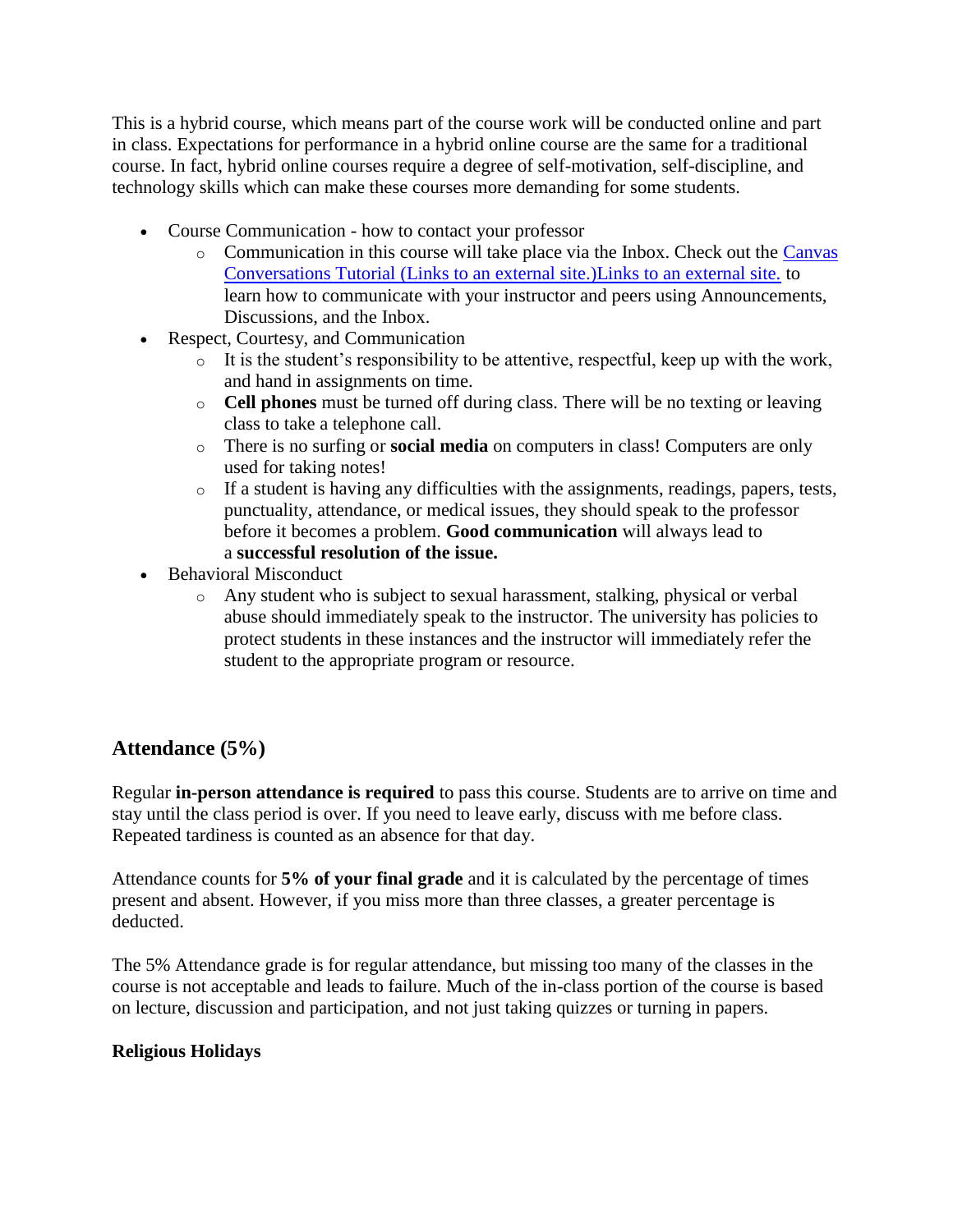This is a hybrid course, which means part of the course work will be conducted online and part in class. Expectations for performance in a hybrid online course are the same for a traditional course. In fact, hybrid online courses require a degree of self-motivation, self-discipline, and technology skills which can make these courses more demanding for some students.

- Course Communication - how to contact your professor
  - Communication in this course will take place via the Inbox. Check out the [Canvas Conversations Tutorial (Links to an external site.)Links to an external site.]() to learn how to communicate with your instructor and peers using Announcements, Discussions, and the Inbox.
- Respect, Courtesy, and Communication
  - It is the student's responsibility to be attentive, respectful, keep up with the work, and hand in assignments on time.
  - **Cell phones** must be turned off during class. There will be no texting or leaving class to take a telephone call.
  - There is no surfing or **social media** on computers in class! Computers are only used for taking notes!
  - If a student is having any difficulties with the assignments, readings, papers, tests, punctuality, attendance, or medical issues, they should speak to the professor before it becomes a problem. **Good communication** will always lead to a **successful resolution of the issue.**
- Behavioral Misconduct
  - Any student who is subject to sexual harassment, stalking, physical or verbal abuse should immediately speak to the instructor. The university has policies to protect students in these instances and the instructor will immediately refer the student to the appropriate program or resource.

## Attendance (5%)

Regular **in-person attendance is required** to pass this course. Students are to arrive on time and stay until the class period is over. If you need to leave early, discuss with me before class. Repeated tardiness is counted as an absence for that day.

Attendance counts for **5% of your final grade** and it is calculated by the percentage of times present and absent. However, if you miss more than three classes, a greater percentage is deducted.

The 5% Attendance grade is for regular attendance, but missing too many of the classes in the course is not acceptable and leads to failure. Much of the in-class portion of the course is based on lecture, discussion and participation, and not just taking quizzes or turning in papers.

**Religious Holidays**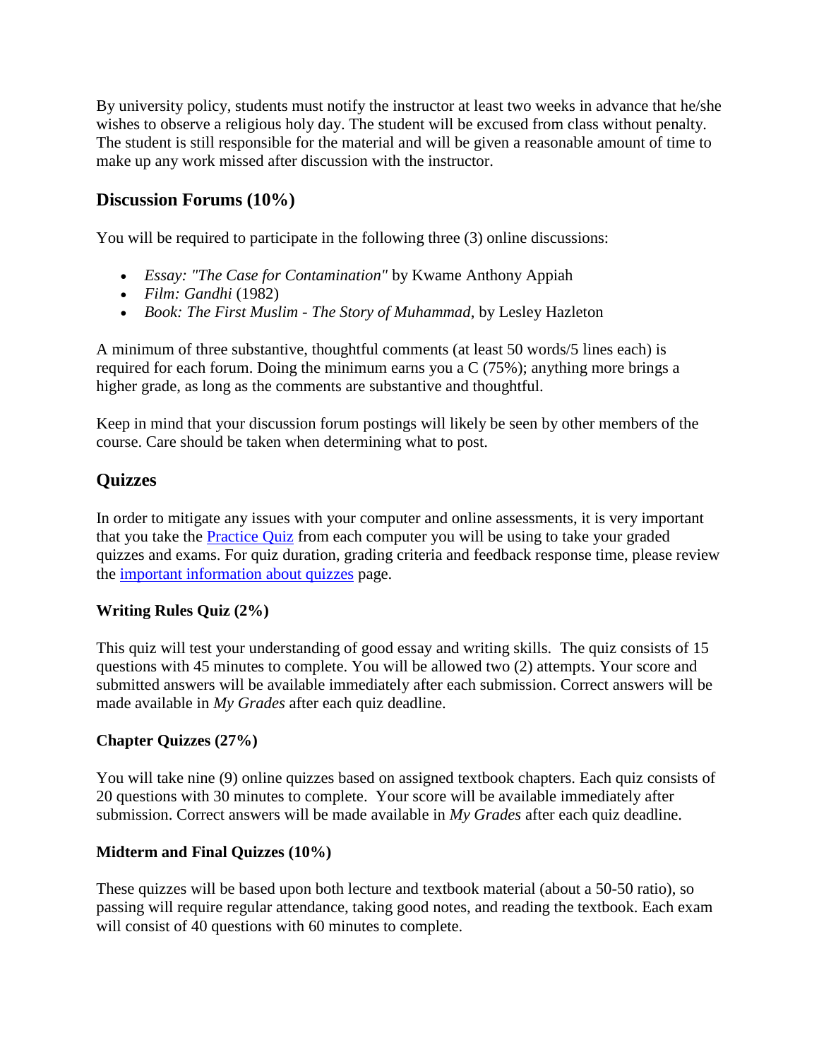By university policy, students must notify the instructor at least two weeks in advance that he/she wishes to observe a religious holy day. The student will be excused from class without penalty. The student is still responsible for the material and will be given a reasonable amount of time to make up any work missed after discussion with the instructor.

## Discussion Forums (10%)

You will be required to participate in the following three (3) online discussions:

- *Essay: "The Case for Contamination"* by Kwame Anthony Appiah
- *Film: Gandhi* (1982)
- *Book: The First Muslim - The Story of Muhammad*, by Lesley Hazleton

A minimum of three substantive, thoughtful comments (at least 50 words/5 lines each) is required for each forum. Doing the minimum earns you a C (75%); anything more brings a higher grade, as long as the comments are substantive and thoughtful.

Keep in mind that your discussion forum postings will likely be seen by other members of the course. Care should be taken when determining what to post.

## Quizzes

In order to mitigate any issues with your computer and online assessments, it is very important that you take the Practice Quiz from each computer you will be using to take your graded quizzes and exams. For quiz duration, grading criteria and feedback response time, please review the important information about quizzes page.

### Writing Rules Quiz (2%)

This quiz will test your understanding of good essay and writing skills. The quiz consists of 15 questions with 45 minutes to complete. You will be allowed two (2) attempts. Your score and submitted answers will be available immediately after each submission. Correct answers will be made available in *My Grades* after each quiz deadline.

### Chapter Quizzes (27%)

You will take nine (9) online quizzes based on assigned textbook chapters. Each quiz consists of 20 questions with 30 minutes to complete. Your score will be available immediately after submission. Correct answers will be made available in *My Grades* after each quiz deadline.

### Midterm and Final Quizzes (10%)

These quizzes will be based upon both lecture and textbook material (about a 50-50 ratio), so passing will require regular attendance, taking good notes, and reading the textbook. Each exam will consist of 40 questions with 60 minutes to complete.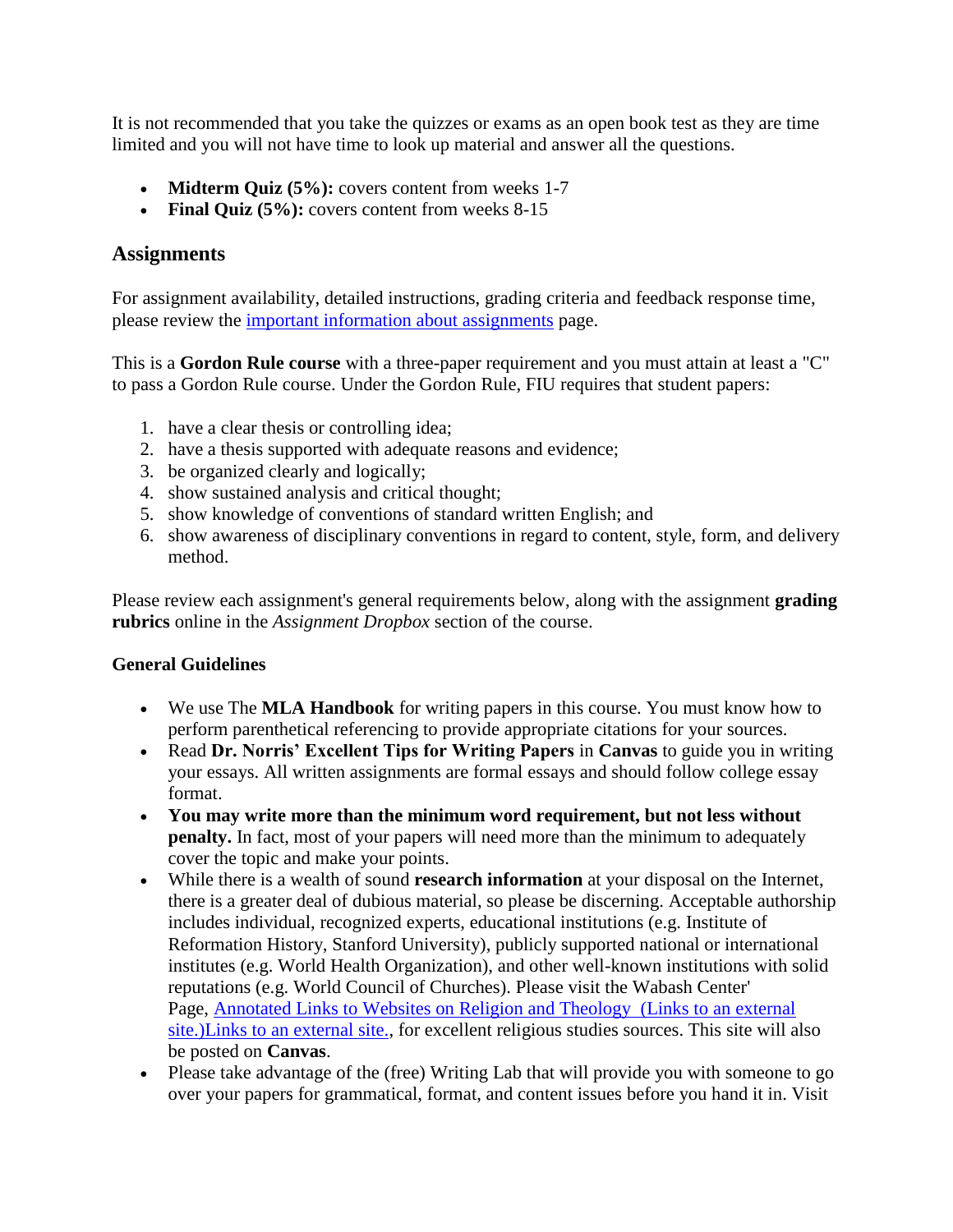It is not recommended that you take the quizzes or exams as an open book test as they are time limited and you will not have time to look up material and answer all the questions.

- **Midterm Quiz (5%):** covers content from weeks 1-7
- **Final Quiz (5%):** covers content from weeks 8-15

## Assignments

For assignment availability, detailed instructions, grading criteria and feedback response time, please review the [important information about assignments](#) page.

This is a **Gordon Rule course** with a three-paper requirement and you must attain at least a "C" to pass a Gordon Rule course. Under the Gordon Rule, FIU requires that student papers:

1. have a clear thesis or controlling idea;
2. have a thesis supported with adequate reasons and evidence;
3. be organized clearly and logically;
4. show sustained analysis and critical thought;
5. show knowledge of conventions of standard written English; and
6. show awareness of disciplinary conventions in regard to content, style, form, and delivery method.

Please review each assignment's general requirements below, along with the assignment **grading rubrics** online in the *Assignment Dropbox* section of the course.

**General Guidelines**

- We use The **MLA Handbook** for writing papers in this course. You must know how to perform parenthetical referencing to provide appropriate citations for your sources.
- Read **Dr. Norris' Excellent Tips for Writing Papers** in **Canvas** to guide you in writing your essays. All written assignments are formal essays and should follow college essay format.
- **You may write more than the minimum word requirement, but not less without penalty.** In fact, most of your papers will need more than the minimum to adequately cover the topic and make your points.
- While there is a wealth of sound **research information** at your disposal on the Internet, there is a greater deal of dubious material, so please be discerning. Acceptable authorship includes individual, recognized experts, educational institutions (e.g. Institute of Reformation History, Stanford University), publicly supported national or international institutes (e.g. World Health Organization), and other well-known institutions with solid reputations (e.g. World Council of Churches). Please visit the Wabash Center' Page, [Annotated Links to Websites on Religion and Theology (Links to an external site.)Links to an external site.](#), for excellent religious studies sources. This site will also be posted on **Canvas**.
- Please take advantage of the (free) Writing Lab that will provide you with someone to go over your papers for grammatical, format, and content issues before you hand it in. Visit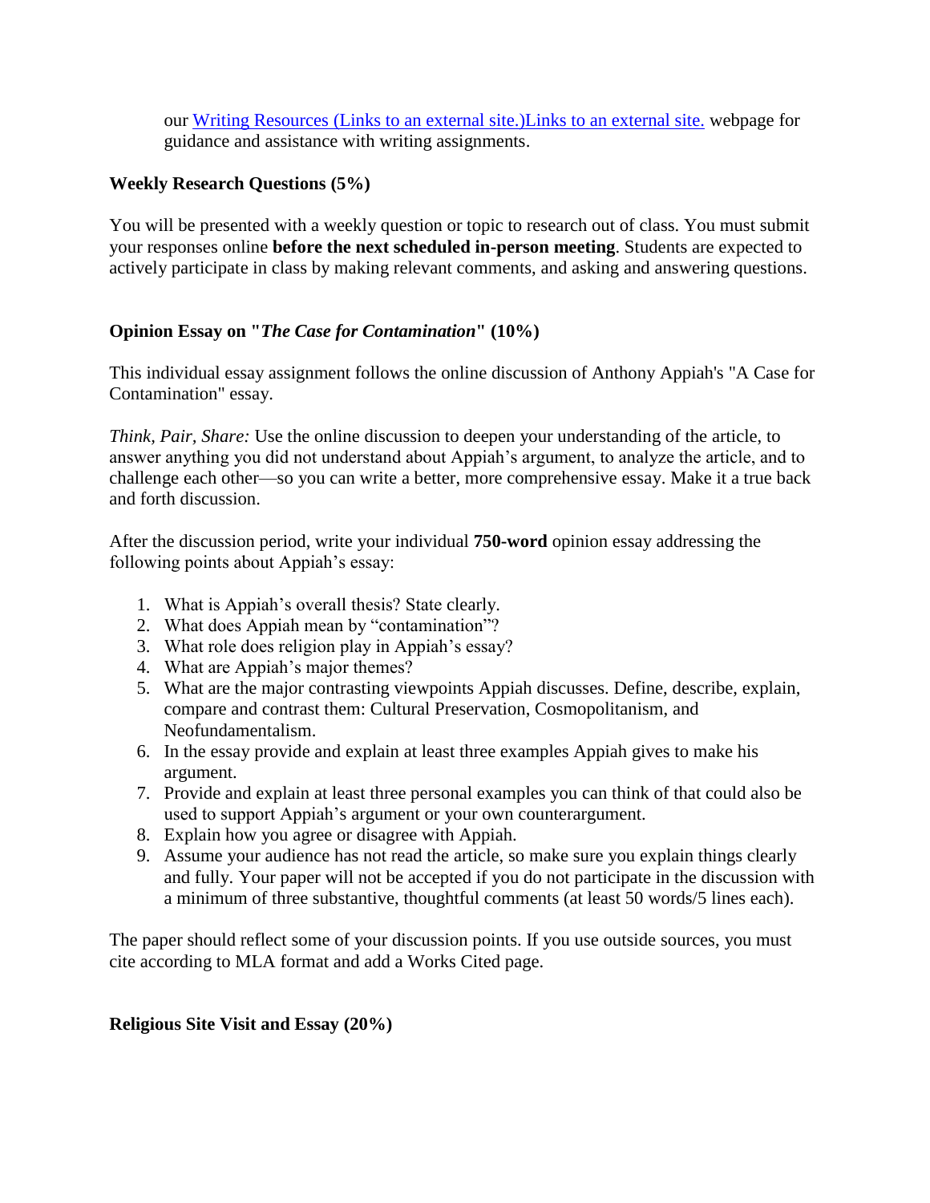our [Writing Resources (Links to an external site.)Links to an external site.]() webpage for guidance and assistance with writing assignments.

**Weekly Research Questions (5%)**

You will be presented with a weekly question or topic to research out of class. You must submit your responses online **before the next scheduled in-person meeting**. Students are expected to actively participate in class by making relevant comments, and asking and answering questions.

**Opinion Essay on "*The Case for Contamination*" (10%)**

This individual essay assignment follows the online discussion of Anthony Appiah's "A Case for Contamination" essay.

*Think, Pair, Share:* Use the online discussion to deepen your understanding of the article, to answer anything you did not understand about Appiah's argument, to analyze the article, and to challenge each other—so you can write a better, more comprehensive essay. Make it a true back and forth discussion.

After the discussion period, write your individual **750-word** opinion essay addressing the following points about Appiah's essay:

1. What is Appiah's overall thesis? State clearly.
2. What does Appiah mean by "contamination"?
3. What role does religion play in Appiah's essay?
4. What are Appiah's major themes?
5. What are the major contrasting viewpoints Appiah discusses. Define, describe, explain, compare and contrast them: Cultural Preservation, Cosmopolitanism, and Neofundamentalism.
6. In the essay provide and explain at least three examples Appiah gives to make his argument.
7. Provide and explain at least three personal examples you can think of that could also be used to support Appiah's argument or your own counterargument.
8. Explain how you agree or disagree with Appiah.
9. Assume your audience has not read the article, so make sure you explain things clearly and fully. Your paper will not be accepted if you do not participate in the discussion with a minimum of three substantive, thoughtful comments (at least 50 words/5 lines each).

The paper should reflect some of your discussion points. If you use outside sources, you must cite according to MLA format and add a Works Cited page.

**Religious Site Visit and Essay (20%)**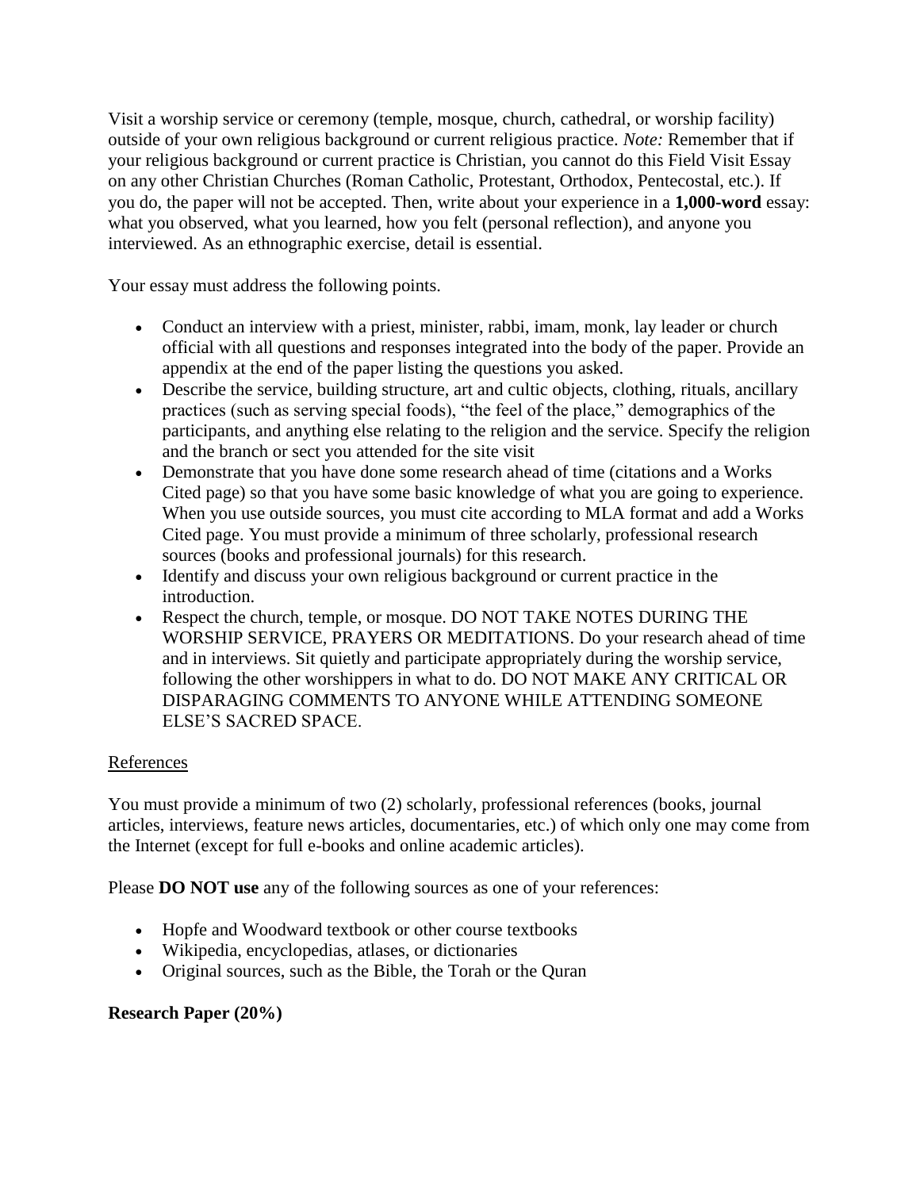Visit a worship service or ceremony (temple, mosque, church, cathedral, or worship facility) outside of your own religious background or current religious practice. *Note:* Remember that if your religious background or current practice is Christian, you cannot do this Field Visit Essay on any other Christian Churches (Roman Catholic, Protestant, Orthodox, Pentecostal, etc.). If you do, the paper will not be accepted. Then, write about your experience in a **1,000-word** essay: what you observed, what you learned, how you felt (personal reflection), and anyone you interviewed. As an ethnographic exercise, detail is essential.

Your essay must address the following points.

- Conduct an interview with a priest, minister, rabbi, imam, monk, lay leader or church official with all questions and responses integrated into the body of the paper. Provide an appendix at the end of the paper listing the questions you asked.
- Describe the service, building structure, art and cultic objects, clothing, rituals, ancillary practices (such as serving special foods), "the feel of the place," demographics of the participants, and anything else relating to the religion and the service. Specify the religion and the branch or sect you attended for the site visit
- Demonstrate that you have done some research ahead of time (citations and a Works Cited page) so that you have some basic knowledge of what you are going to experience. When you use outside sources, you must cite according to MLA format and add a Works Cited page. You must provide a minimum of three scholarly, professional research sources (books and professional journals) for this research.
- Identify and discuss your own religious background or current practice in the introduction.
- Respect the church, temple, or mosque. DO NOT TAKE NOTES DURING THE WORSHIP SERVICE, PRAYERS OR MEDITATIONS. Do your research ahead of time and in interviews. Sit quietly and participate appropriately during the worship service, following the other worshippers in what to do. DO NOT MAKE ANY CRITICAL OR DISPARAGING COMMENTS TO ANYONE WHILE ATTENDING SOMEONE ELSE'S SACRED SPACE.

References

You must provide a minimum of two (2) scholarly, professional references (books, journal articles, interviews, feature news articles, documentaries, etc.) of which only one may come from the Internet (except for full e-books and online academic articles).

Please **DO NOT use** any of the following sources as one of your references:

- Hopfe and Woodward textbook or other course textbooks
- Wikipedia, encyclopedias, atlases, or dictionaries
- Original sources, such as the Bible, the Torah or the Quran

**Research Paper (20%)**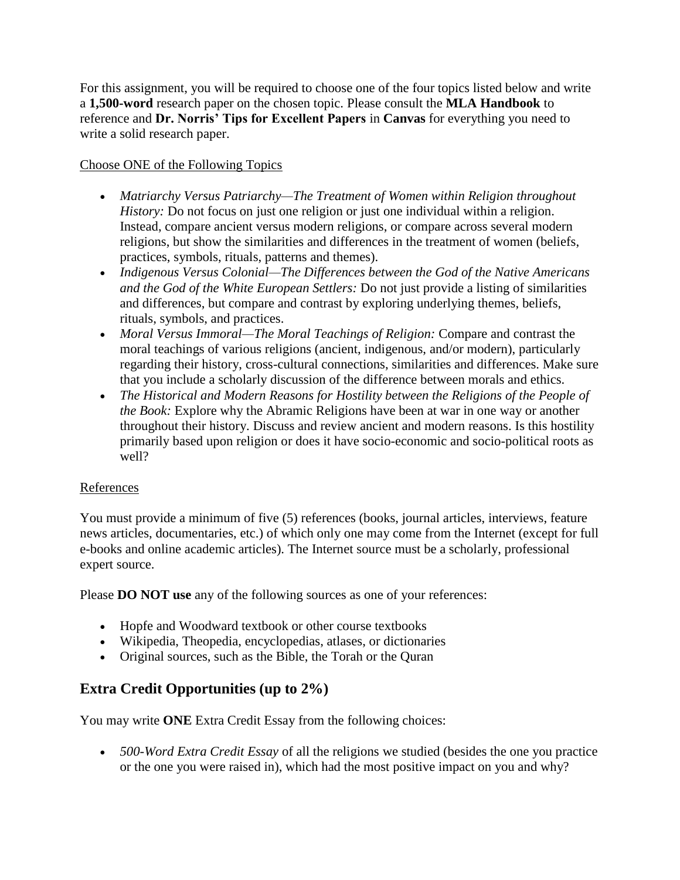For this assignment, you will be required to choose one of the four topics listed below and write a **1,500-word** research paper on the chosen topic. Please consult the **MLA Handbook** to reference and **Dr. Norris' Tips for Excellent Papers** in **Canvas** for everything you need to write a solid research paper.

<u>Choose ONE of the Following Topics</u>

- *Matriarchy Versus Patriarchy—The Treatment of Women within Religion throughout History:* Do not focus on just one religion or just one individual within a religion. Instead, compare ancient versus modern religions, or compare across several modern religions, but show the similarities and differences in the treatment of women (beliefs, practices, symbols, rituals, patterns and themes).
- *Indigenous Versus Colonial—The Differences between the God of the Native Americans and the God of the White European Settlers:* Do not just provide a listing of similarities and differences, but compare and contrast by exploring underlying themes, beliefs, rituals, symbols, and practices.
- *Moral Versus Immoral—The Moral Teachings of Religion:* Compare and contrast the moral teachings of various religions (ancient, indigenous, and/or modern), particularly regarding their history, cross-cultural connections, similarities and differences. Make sure that you include a scholarly discussion of the difference between morals and ethics.
- *The Historical and Modern Reasons for Hostility between the Religions of the People of the Book:* Explore why the Abramic Religions have been at war in one way or another throughout their history. Discuss and review ancient and modern reasons. Is this hostility primarily based upon religion or does it have socio-economic and socio-political roots as well?

<u>References</u>

You must provide a minimum of five (5) references (books, journal articles, interviews, feature news articles, documentaries, etc.) of which only one may come from the Internet (except for full e-books and online academic articles). The Internet source must be a scholarly, professional expert source.

Please **DO NOT use** any of the following sources as one of your references:

- Hopfe and Woodward textbook or other course textbooks
- Wikipedia, Theopedia, encyclopedias, atlases, or dictionaries
- Original sources, such as the Bible, the Torah or the Quran

## Extra Credit Opportunities (up to 2%)

You may write **ONE** Extra Credit Essay from the following choices:

- *500-Word Extra Credit Essay* of all the religions we studied (besides the one you practice or the one you were raised in), which had the most positive impact on you and why?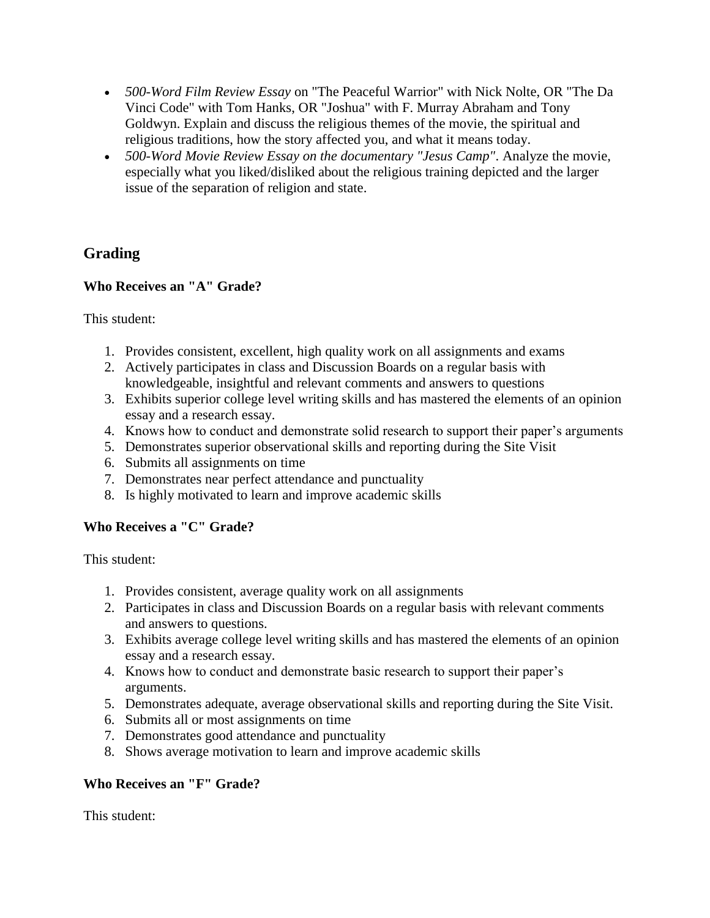- *500-Word Film Review Essay* on "The Peaceful Warrior" with Nick Nolte, OR "The Da Vinci Code" with Tom Hanks, OR "Joshua" with F. Murray Abraham and Tony Goldwyn. Explain and discuss the religious themes of the movie, the spiritual and religious traditions, how the story affected you, and what it means today.
- *500-Word Movie Review Essay on the documentary "Jesus Camp".* Analyze the movie, especially what you liked/disliked about the religious training depicted and the larger issue of the separation of religion and state.

## Grading

**Who Receives an "A" Grade?**

This student:

1. Provides consistent, excellent, high quality work on all assignments and exams
2. Actively participates in class and Discussion Boards on a regular basis with knowledgeable, insightful and relevant comments and answers to questions
3. Exhibits superior college level writing skills and has mastered the elements of an opinion essay and a research essay.
4. Knows how to conduct and demonstrate solid research to support their paper's arguments
5. Demonstrates superior observational skills and reporting during the Site Visit
6. Submits all assignments on time
7. Demonstrates near perfect attendance and punctuality
8. Is highly motivated to learn and improve academic skills

**Who Receives a "C" Grade?**

This student:

1. Provides consistent, average quality work on all assignments
2. Participates in class and Discussion Boards on a regular basis with relevant comments and answers to questions.
3. Exhibits average college level writing skills and has mastered the elements of an opinion essay and a research essay.
4. Knows how to conduct and demonstrate basic research to support their paper's arguments.
5. Demonstrates adequate, average observational skills and reporting during the Site Visit.
6. Submits all or most assignments on time
7. Demonstrates good attendance and punctuality
8. Shows average motivation to learn and improve academic skills

**Who Receives an "F" Grade?**

This student: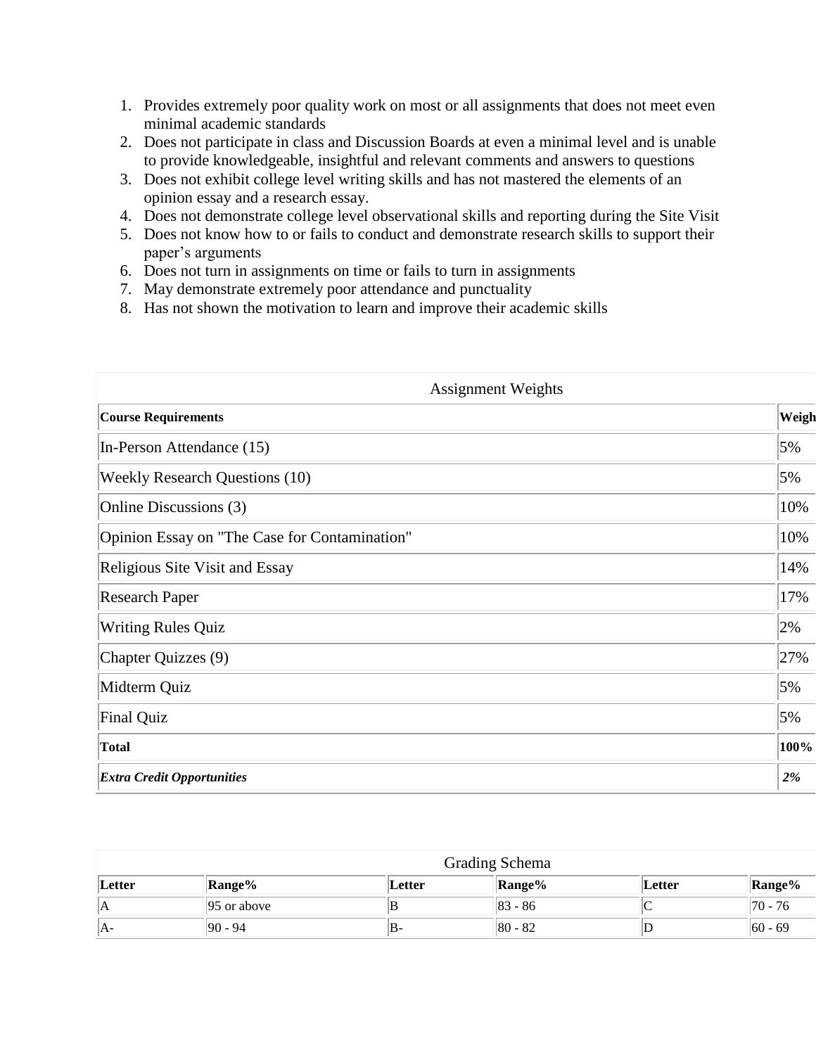1. Provides extremely poor quality work on most or all assignments that does not meet even minimal academic standards
2. Does not participate in class and Discussion Boards at even a minimal level and is unable to provide knowledgeable, insightful and relevant comments and answers to questions
3. Does not exhibit college level writing skills and has not mastered the elements of an opinion essay and a research essay.
4. Does not demonstrate college level observational skills and reporting during the Site Visit
5. Does not know how to or fails to conduct and demonstrate research skills to support their paper's arguments
6. Does not turn in assignments on time or fails to turn in assignments
7. May demonstrate extremely poor attendance and punctuality
8. Has not shown the motivation to learn and improve their academic skills

Assignment Weights

| **Course Requirements** | **Weigh** |
|---|---|
| In-Person Attendance (15) | 5% |
| Weekly Research Questions (10) | 5% |
| Online Discussions (3) | 10% |
| Opinion Essay on "The Case for Contamination" | 10% |
| Religious Site Visit and Essay | 14% |
| Research Paper | 17% |
| Writing Rules Quiz | 2% |
| Chapter Quizzes (9) | 27% |
| Midterm Quiz | 5% |
| Final Quiz | 5% |
| **Total** | **100%** |
| ***Extra Credit Opportunities*** | ***2%*** |

Grading Schema

| **Letter** | **Range%** | **Letter** | **Range%** | **Letter** | **Range%** |
|---|---|---|---|---|---|
| A | 95 or above | B | 83 - 86 | C | 70 - 76 |
| A- | 90 - 94 | B- | 80 - 82 | D | 60 - 69 |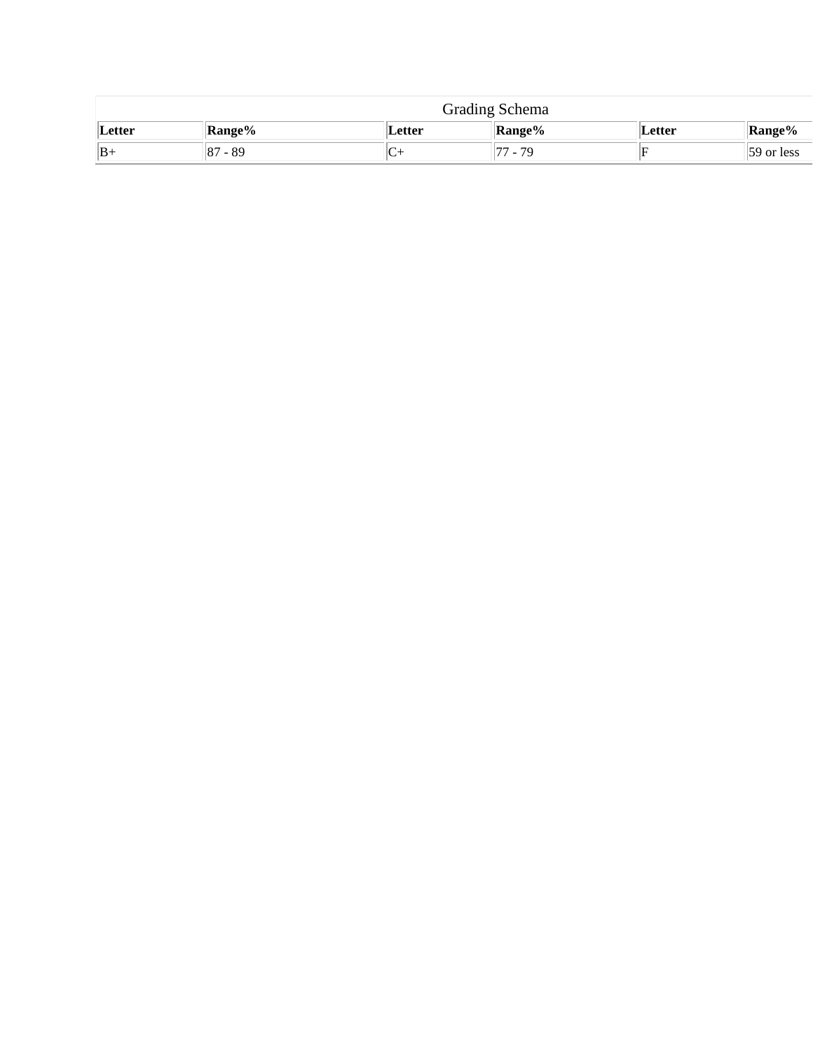Grading Schema

| Letter | Range% | Letter | Range% | Letter | Range% |
|---|---|---|---|---|---|
| B+ | 87 - 89 | C+ | 77 - 79 | F | 59 or less |